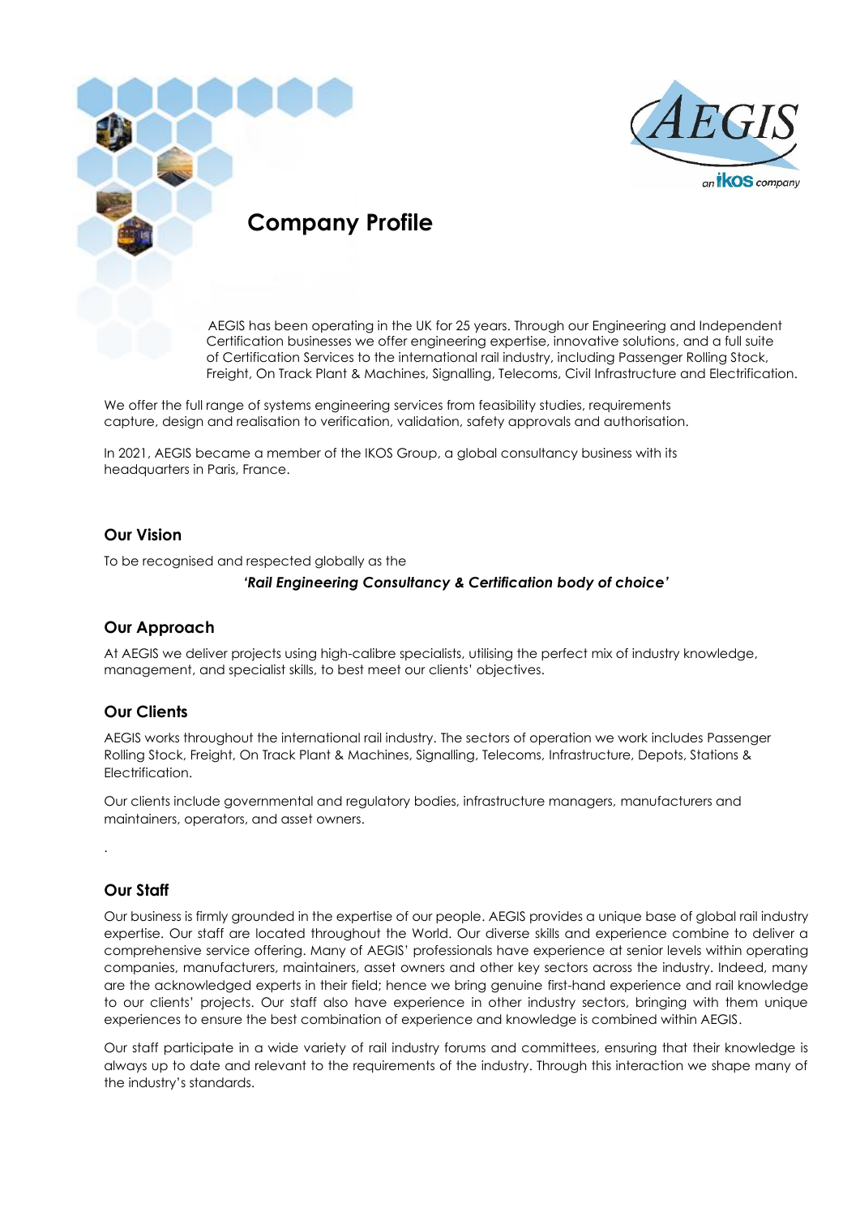# Company Profile

AEGIS has been operating in the UK for 25 years. Through our Engineering and Independent Certification businesses we offer engineering expertise, innovative solutions, and a full suite of Certification Services to the international rail industry, including Passenger Rolling Stock, Freight, On Track Plant & Machines, Signalling, Telecoms, Civil Infrastructure and Electrification.

We offer the full range of systems engineering services from feasibility studies, requirements capture, design and realisation to verification, validation, safety approvals and authorisation.

In 2021, AEGIS became a member of the IKOS Group, a global consultancy business with its headquarters in Paris, France.

## Our Vision

To be recognised and respected globally as the

***'Rail Engineering Consultancy & Certification body of choice'***

## Our Approach

At AEGIS we deliver projects using high-calibre specialists, utilising the perfect mix of industry knowledge, management, and specialist skills, to best meet our clients' objectives.

## Our Clients

AEGIS works throughout the international rail industry. The sectors of operation we work includes Passenger Rolling Stock, Freight, On Track Plant & Machines, Signalling, Telecoms, Infrastructure, Depots, Stations & Electrification.

Our clients include governmental and regulatory bodies, infrastructure managers, manufacturers and maintainers, operators, and asset owners.

.

## Our Staff

Our business is firmly grounded in the expertise of our people. AEGIS provides a unique base of global rail industry expertise. Our staff are located throughout the World. Our diverse skills and experience combine to deliver a comprehensive service offering. Many of AEGIS' professionals have experience at senior levels within operating companies, manufacturers, maintainers, asset owners and other key sectors across the industry. Indeed, many are the acknowledged experts in their field; hence we bring genuine first-hand experience and rail knowledge to our clients' projects. Our staff also have experience in other industry sectors, bringing with them unique experiences to ensure the best combination of experience and knowledge is combined within AEGIS.

Our staff participate in a wide variety of rail industry forums and committees, ensuring that their knowledge is always up to date and relevant to the requirements of the industry. Through this interaction we shape many of the industry's standards.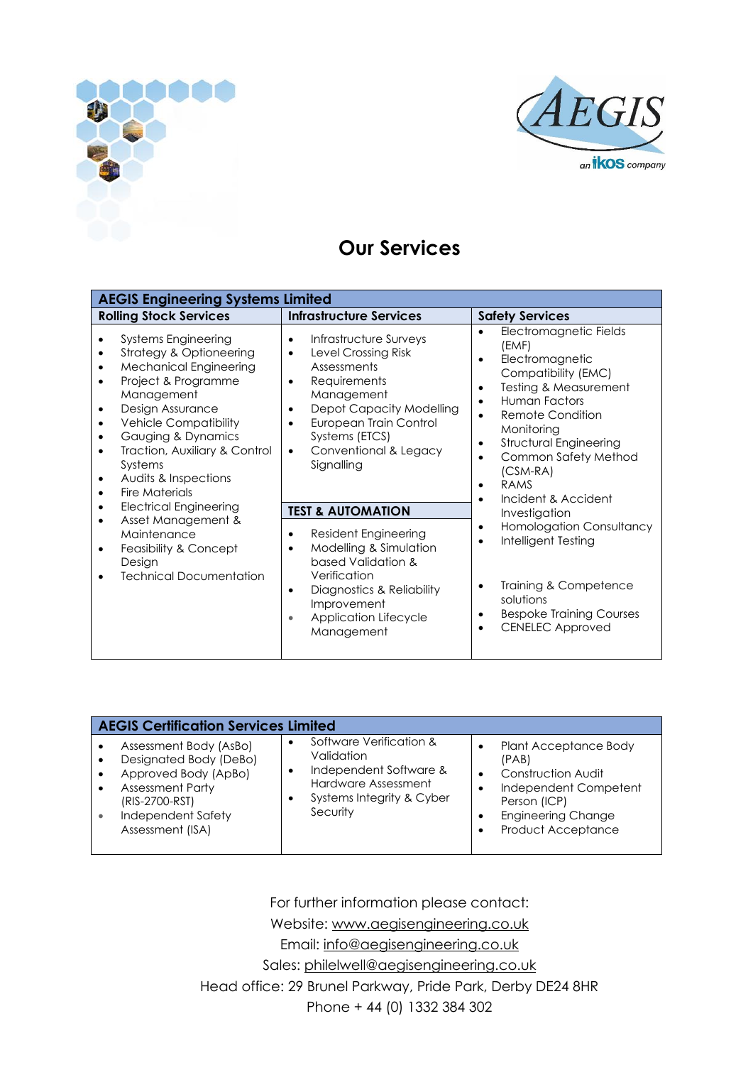# Our Services

| AEGIS Engineering Systems Limited | | |
|---|---|---|
| **Rolling Stock Services** | **Infrastructure Services** | **Safety Services** |
| • Systems Engineering<br>• Strategy & Optioneering<br>• Mechanical Engineering<br>• Project & Programme Management<br>• Design Assurance<br>• Vehicle Compatibility<br>• Gauging & Dynamics<br>• Traction, Auxiliary & Control Systems<br>• Audits & Inspections<br>• Fire Materials<br>• Electrical Engineering<br>• Asset Management & Maintenance<br>• Feasibility & Concept Design<br>• Technical Documentation | • Infrastructure Surveys<br>• Level Crossing Risk Assessments<br>• Requirements Management<br>• Depot Capacity Modelling<br>• European Train Control Systems (ETCS)<br>• Conventional & Legacy Signalling<br><br>**TEST & AUTOMATION**<br>• Resident Engineering<br>• Modelling & Simulation based Validation & Verification<br>• Diagnostics & Reliability Improvement<br>• Application Lifecycle Management | • Electromagnetic Fields (EMF)<br>• Electromagnetic Compatibility (EMC)<br>• Testing & Measurement<br>• Human Factors<br>• Remote Condition Monitoring<br>• Structural Engineering<br>• Common Safety Method (CSM-RA)<br>• RAMS<br>• Incident & Accident Investigation<br>• Homologation Consultancy<br>• Intelligent Testing<br><br>• Training & Competence solutions<br>• Bespoke Training Courses<br>• CENELEC Approved |

| AEGIS Certification Services Limited | | |
|---|---|---|
| • Assessment Body (AsBo)<br>• Designated Body (DeBo)<br>• Approved Body (ApBo)<br>• Assessment Party (RIS-2700-RST)<br>• Independent Safety Assessment (ISA) | • Software Verification & Validation<br>• Independent Software & Hardware Assessment<br>• Systems Integrity & Cyber Security | • Plant Acceptance Body (PAB)<br>• Construction Audit<br>• Independent Competent Person (ICP)<br>• Engineering Change<br>• Product Acceptance |

For further information please contact:
Website: www.aegisengineering.co.uk
Email: info@aegisengineering.co.uk
Sales: philelwell@aegisengineering.co.uk
Head office: 29 Brunel Parkway, Pride Park, Derby DE24 8HR
Phone + 44 (0) 1332 384 302